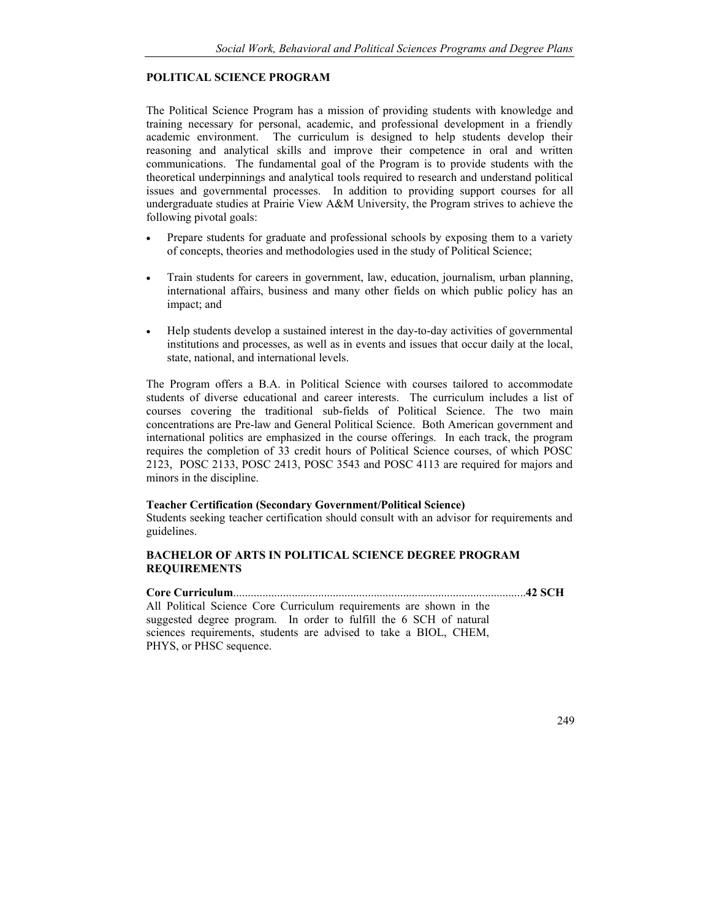## POLITICAL SCIENCE PROGRAM

The Political Science Program has a mission of providing students with knowledge and training necessary for personal, academic, and professional development in a friendly academic environment. The curriculum is designed to help students develop their reasoning and analytical skills and improve their competence in oral and written communications. The fundamental goal of the Program is to provide students with the theoretical underpinnings and analytical tools required to research and understand political issues and governmental processes. In addition to providing support courses for all undergraduate studies at Prairie View A&M University, the Program strives to achieve the following pivotal goals:

- Prepare students for graduate and professional schools by exposing them to a variety of concepts, theories and methodologies used in the study of Political Science;
- Train students for careers in government, law, education, journalism, urban planning, international affairs, business and many other fields on which public policy has an impact; and
- Help students develop a sustained interest in the day-to-day activities of governmental institutions and processes, as well as in events and issues that occur daily at the local, state, national, and international levels.

The Program offers a B.A. in Political Science with courses tailored to accommodate students of diverse educational and career interests. The curriculum includes a list of courses covering the traditional sub-fields of Political Science. The two main concentrations are Pre-law and General Political Science. Both American government and international politics are emphasized in the course offerings. In each track, the program requires the completion of 33 credit hours of Political Science courses, of which POSC 2123, POSC 2133, POSC 2413, POSC 3543 and POSC 4113 are required for majors and minors in the discipline.

### Teacher Certification (Secondary Government/Political Science)

Students seeking teacher certification should consult with an advisor for requirements and guidelines.

### BACHELOR OF ARTS IN POLITICAL SCIENCE DEGREE PROGRAM REQUIREMENTS

**Core Curriculum**..................................................................................................**42 SCH**

All Political Science Core Curriculum requirements are shown in the suggested degree program. In order to fulfill the 6 SCH of natural sciences requirements, students are advised to take a BIOL, CHEM, PHYS, or PHSC sequence.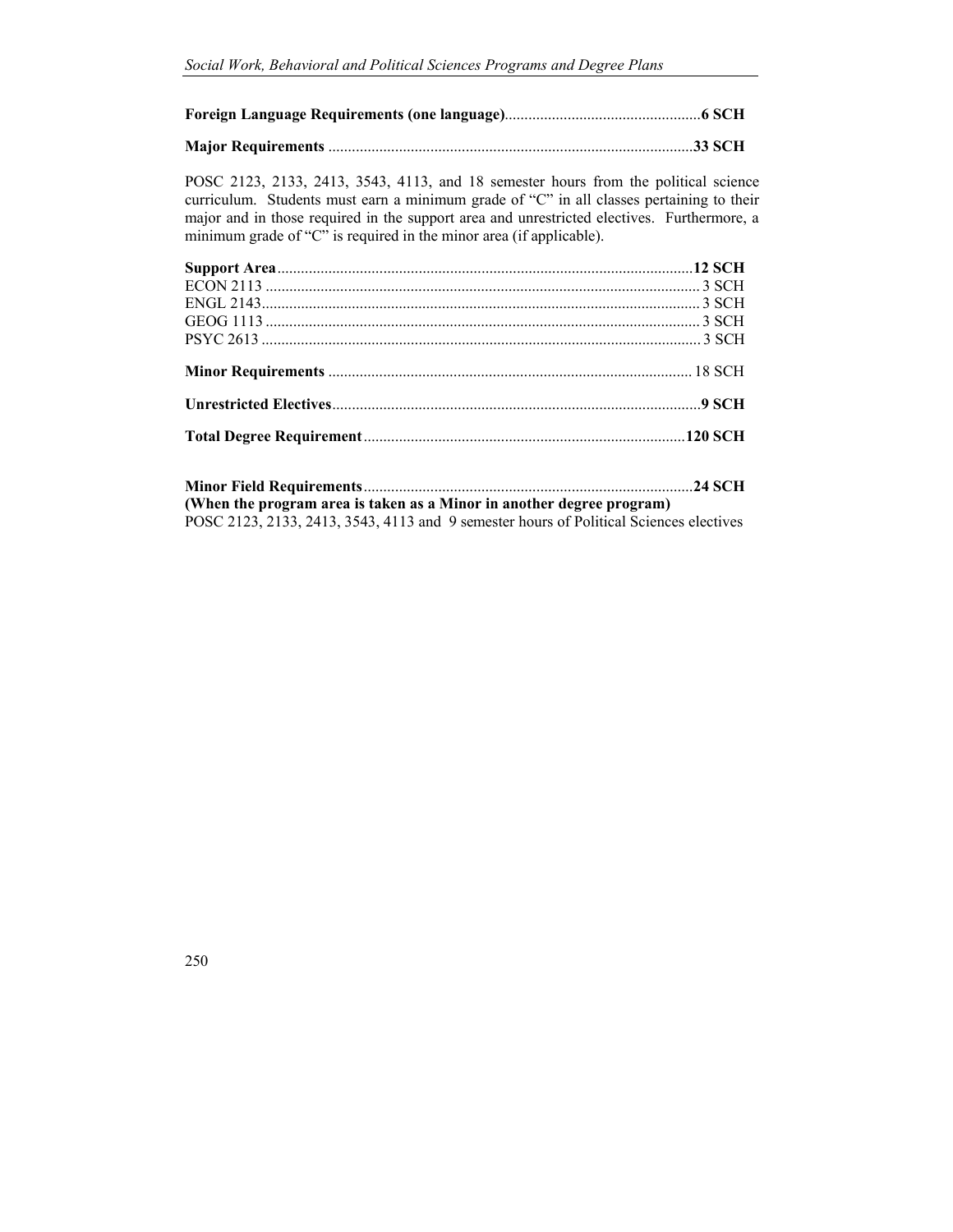**Foreign Language Requirements (one language)**..................................................**6 SCH**

**Major Requirements** .............................................................................................**33 SCH**

POSC 2123, 2133, 2413, 3543, 4113, and 18 semester hours from the political science curriculum. Students must earn a minimum grade of "C" in all classes pertaining to their major and in those required in the support area and unrestricted electives. Furthermore, a minimum grade of "C" is required in the minor area (if applicable).

**Support Area**..........................................................................................................**12 SCH**
ECON 2113 .............................................................................................................. 3 SCH
ENGL 2143............................................................................................................... 3 SCH
GEOG 1113 .............................................................................................................. 3 SCH
PSYC 2613 ............................................................................................................... 3 SCH

**Minor Requirements** ............................................................................................ 18 SCH

**Unrestricted Electives**.............................................................................................**9 SCH**

**Total Degree Requirement**.................................................................................**120 SCH**

**Minor Field Requirements**....................................................................................**24 SCH**
**(When the program area is taken as a Minor in another degree program)**
POSC 2123, 2133, 2413, 3543, 4113 and 9 semester hours of Political Sciences electives